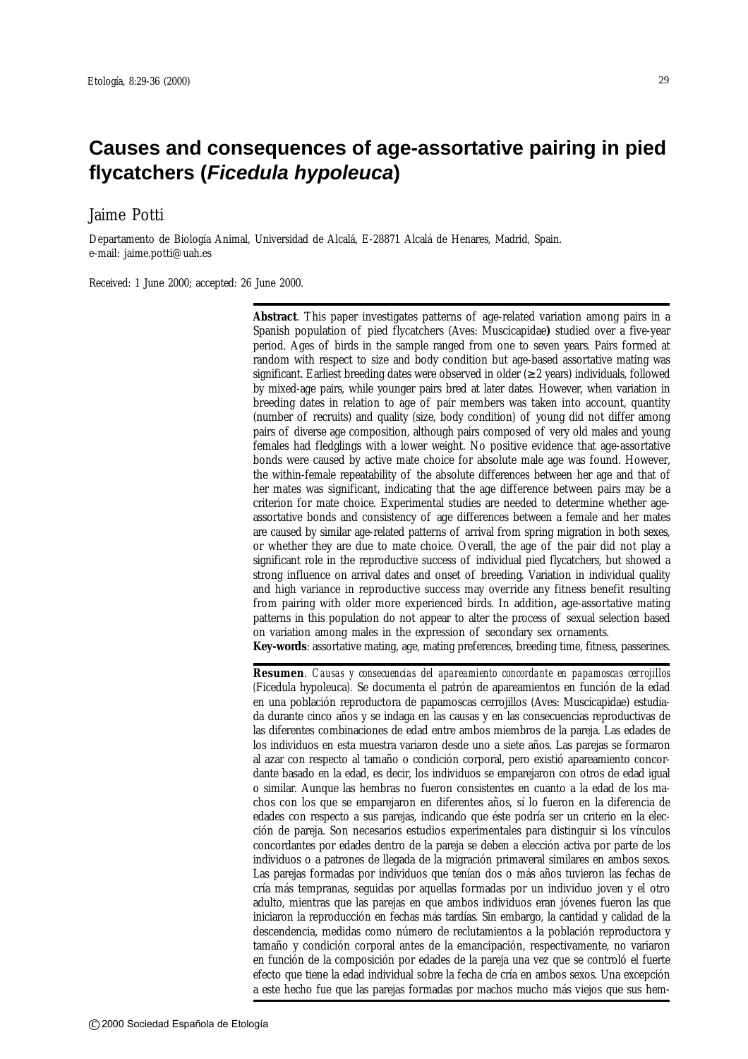# Causes and consequences of age-assortative pairing in pied flycatchers (*Ficedula hypoleuca*)

Jaime Potti

Departamento de Biología Animal, Universidad de Alcalá, E-28871 Alcalá de Henares, Madrid, Spain.
e-mail: jaime.potti@uah.es

Received: 1 June 2000; accepted: 26 June 2000.

**Abstract**. This paper investigates patterns of age-related variation among pairs in a Spanish population of pied flycatchers (Aves: Muscicapidae**)** studied over a five-year period. Ages of birds in the sample ranged from one to seven years. Pairs formed at random with respect to size and body condition but age-based assortative mating was significant. Earliest breeding dates were observed in older ($\geq$ 2 years) individuals, followed by mixed-age pairs, while younger pairs bred at later dates. However, when variation in breeding dates in relation to age of pair members was taken into account, quantity (number of recruits) and quality (size, body condition) of young did not differ among pairs of diverse age composition, although pairs composed of very old males and young females had fledglings with a lower weight. No positive evidence that age-assortative bonds were caused by active mate choice for absolute male age was found. However, the within-female repeatability of the absolute differences between her age and that of her mates was significant, indicating that the age difference between pairs may be a criterion for mate choice. Experimental studies are needed to determine whether age-assortative bonds and consistency of age differences between a female and her mates are caused by similar age-related patterns of arrival from spring migration in both sexes, or whether they are due to mate choice. Overall, the age of the pair did not play a significant role in the reproductive success of individual pied flycatchers, but showed a strong influence on arrival dates and onset of breeding. Variation in individual quality and high variance in reproductive success may override any fitness benefit resulting from pairing with older more experienced birds. In addition**,** age-assortative mating patterns in this population do not appear to alter the process of sexual selection based on variation among males in the expression of secondary sex ornaments.

**Key-words**: assortative mating, age, mating preferences, breeding time, fitness, passerines.

**Resumen**. *Causas y consecuencias del apareamiento concordante en papamoscas cerrojillos* (Ficedula hypoleuca). Se documenta el patrón de apareamientos en función de la edad en una población reproductora de papamoscas cerrojillos (Aves: Muscicapidae) estudiada durante cinco años y se indaga en las causas y en las consecuencias reproductivas de las diferentes combinaciones de edad entre ambos miembros de la pareja. Las edades de los individuos en esta muestra variaron desde uno a siete años. Las parejas se formaron al azar con respecto al tamaño o condición corporal, pero existió apareamiento concordante basado en la edad, es decir, los individuos se emparejaron con otros de edad igual o similar. Aunque las hembras no fueron consistentes en cuanto a la edad de los machos con los que se emparejaron en diferentes años, sí lo fueron en la diferencia de edades con respecto a sus parejas, indicando que éste podría ser un criterio en la elección de pareja. Son necesarios estudios experimentales para distinguir si los vínculos concordantes por edades dentro de la pareja se deben a elección activa por parte de los individuos o a patrones de llegada de la migración primaveral similares en ambos sexos. Las parejas formadas por individuos que tenían dos o más años tuvieron las fechas de cría más tempranas, seguidas por aquellas formadas por un individuo joven y el otro adulto, mientras que las parejas en que ambos individuos eran jóvenes fueron las que iniciaron la reproducción en fechas más tardías. Sin embargo, la cantidad y calidad de la descendencia, medidas como número de reclutamientos a la población reproductora y tamaño y condición corporal antes de la emancipación, respectivamente, no variaron en función de la composición por edades de la pareja una vez que se controló el fuerte efecto que tiene la edad individual sobre la fecha de cría en ambos sexos. Una excepción a este hecho fue que las parejas formadas por machos mucho más viejos que sus hem-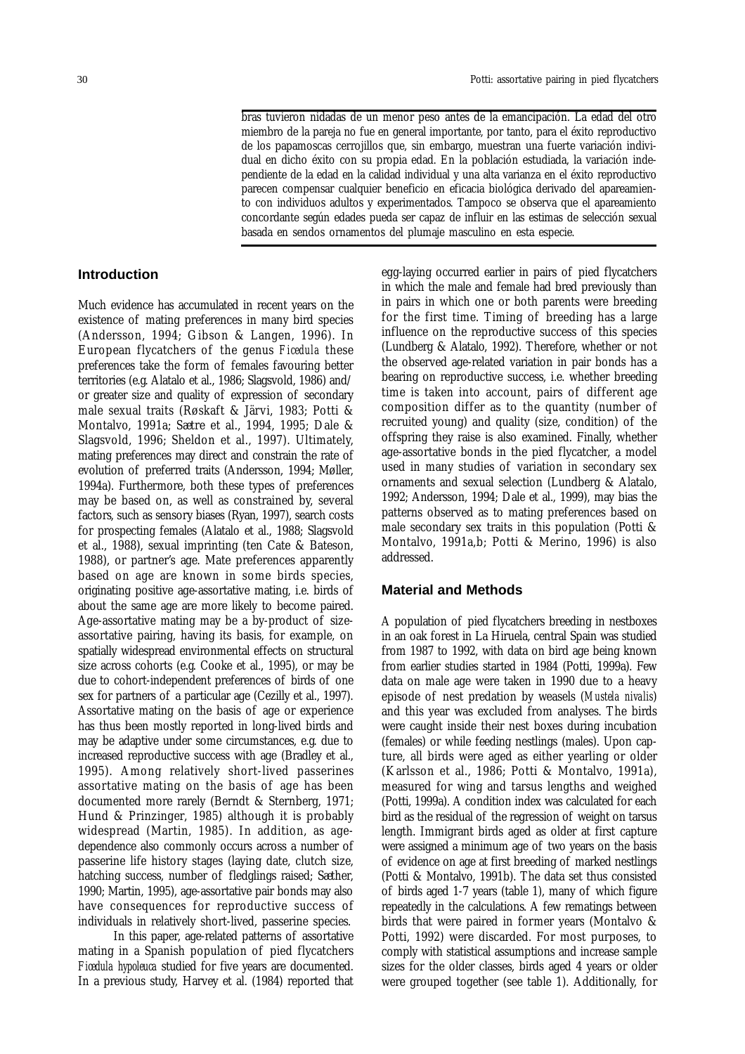bras tuvieron nidadas de un menor peso antes de la emancipación. La edad del otro miembro de la pareja no fue en general importante, por tanto, para el éxito reproductivo de los papamoscas cerrojillos que, sin embargo, muestran una fuerte variación individual en dicho éxito con su propia edad. En la población estudiada, la variación independiente de la edad en la calidad individual y una alta varianza en el éxito reproductivo parecen compensar cualquier beneficio en eficacia biológica derivado del apareamiento con individuos adultos y experimentados. Tampoco se observa que el apareamiento concordante según edades pueda ser capaz de influir en las estimas de selección sexual basada en sendos ornamentos del plumaje masculino en esta especie.

## Introduction

Much evidence has accumulated in recent years on the existence of mating preferences in many bird species (Andersson, 1994; Gibson & Langen, 1996). In European flycatchers of the genus *Ficedula* these preferences take the form of females favouring better territories (e.g. Alatalo et al., 1986; Slagsvold, 1986) and/or greater size and quality of expression of secondary male sexual traits (Røskaft & Järvi, 1983; Potti & Montalvo, 1991a; Sætre et al., 1994, 1995; Dale & Slagsvold, 1996; Sheldon et al., 1997). Ultimately, mating preferences may direct and constrain the rate of evolution of preferred traits (Andersson, 1994; Møller, 1994a). Furthermore, both these types of preferences may be based on, as well as constrained by, several factors, such as sensory biases (Ryan, 1997), search costs for prospecting females (Alatalo et al., 1988; Slagsvold et al., 1988), sexual imprinting (ten Cate & Bateson, 1988), or partner's age. Mate preferences apparently based on age are known in some birds species, originating positive age-assortative mating, i.e. birds of about the same age are more likely to become paired. Age-assortative mating may be a by-product of size-assortative pairing, having its basis, for example, on spatially widespread environmental effects on structural size across cohorts (e.g. Cooke et al., 1995), or may be due to cohort-independent preferences of birds of one sex for partners of a particular age (Cezilly et al., 1997). Assortative mating on the basis of age or experience has thus been mostly reported in long-lived birds and may be adaptive under some circumstances, e.g. due to increased reproductive success with age (Bradley et al., 1995). Among relatively short-lived passerines assortative mating on the basis of age has been documented more rarely (Berndt & Sternberg, 1971; Hund & Prinzinger, 1985) although it is probably widespread (Martin, 1985). In addition, as age-dependence also commonly occurs across a number of passerine life history stages (laying date, clutch size, hatching success, number of fledglings raised; Sæther, 1990; Martin, 1995), age-assortative pair bonds may also have consequences for reproductive success of individuals in relatively short-lived, passerine species.

In this paper, age-related patterns of assortative mating in a Spanish population of pied flycatchers *Ficedula hypoleuca* studied for five years are documented. In a previous study, Harvey et al. (1984) reported that egg-laying occurred earlier in pairs of pied flycatchers in which the male and female had bred previously than in pairs in which one or both parents were breeding for the first time. Timing of breeding has a large influence on the reproductive success of this species (Lundberg & Alatalo, 1992). Therefore, whether or not the observed age-related variation in pair bonds has a bearing on reproductive success, i.e. whether breeding time is taken into account, pairs of different age composition differ as to the quantity (number of recruited young) and quality (size, condition) of the offspring they raise is also examined. Finally, whether age-assortative bonds in the pied flycatcher, a model used in many studies of variation in secondary sex ornaments and sexual selection (Lundberg & Alatalo, 1992; Andersson, 1994; Dale et al., 1999), may bias the patterns observed as to mating preferences based on male secondary sex traits in this population (Potti & Montalvo, 1991a,b; Potti & Merino, 1996) is also addressed.

## Material and Methods

A population of pied flycatchers breeding in nestboxes in an oak forest in La Hiruela, central Spain was studied from 1987 to 1992, with data on bird age being known from earlier studies started in 1984 (Potti, 1999a). Few data on male age were taken in 1990 due to a heavy episode of nest predation by weasels (*Mustela nivalis*) and this year was excluded from analyses. The birds were caught inside their nest boxes during incubation (females) or while feeding nestlings (males). Upon capture, all birds were aged as either yearling or older (Karlsson et al., 1986; Potti & Montalvo, 1991a), measured for wing and tarsus lengths and weighed (Potti, 1999a). A condition index was calculated for each bird as the residual of the regression of weight on tarsus length. Immigrant birds aged as older at first capture were assigned a minimum age of two years on the basis of evidence on age at first breeding of marked nestlings (Potti & Montalvo, 1991b). The data set thus consisted of birds aged 1-7 years (table 1), many of which figure repeatedly in the calculations. A few rematings between birds that were paired in former years (Montalvo & Potti, 1992) were discarded. For most purposes, to comply with statistical assumptions and increase sample sizes for the older classes, birds aged 4 years or older were grouped together (see table 1). Additionally, for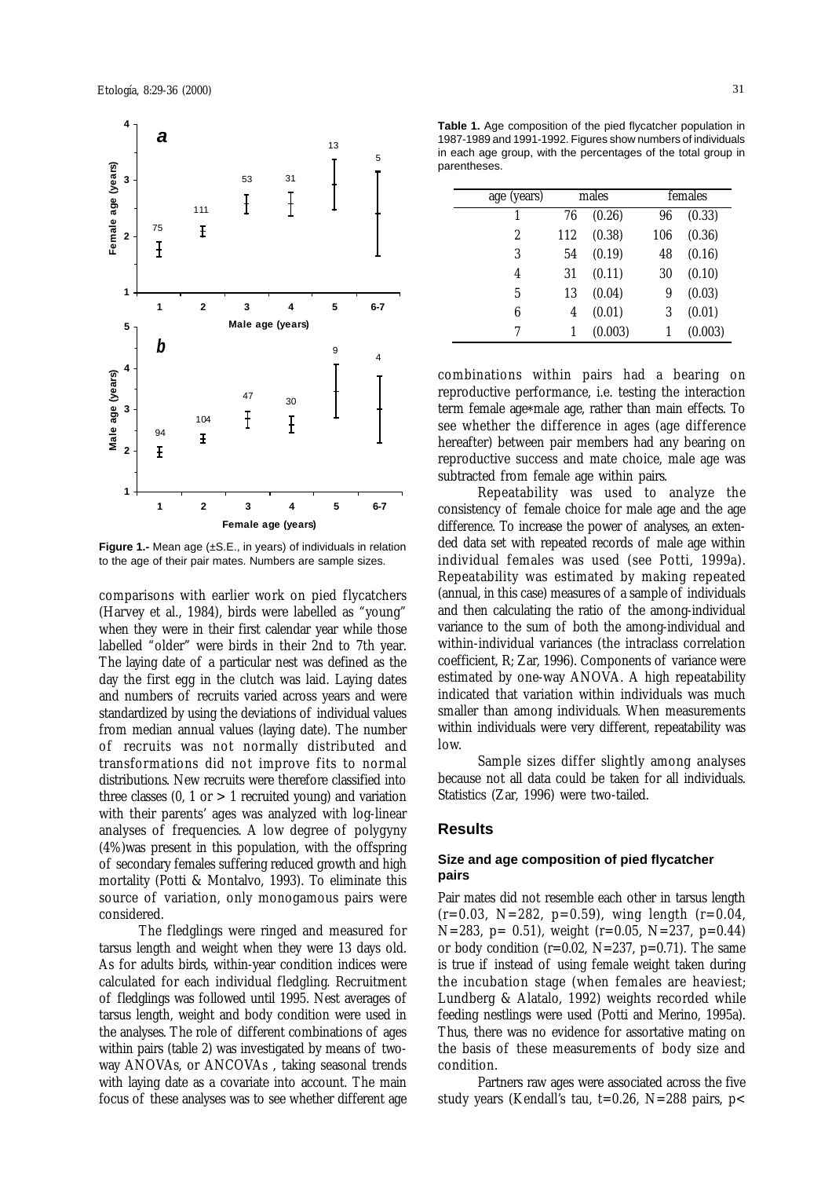**Figure 1.-** Mean age (±S.E., in years) of individuals in relation to the age of their pair mates. Numbers are sample sizes.

comparisons with earlier work on pied flycatchers (Harvey et al., 1984), birds were labelled as "young" when they were in their first calendar year while those labelled "older" were birds in their 2nd to 7th year. The laying date of a particular nest was defined as the day the first egg in the clutch was laid. Laying dates and numbers of recruits varied across years and were standardized by using the deviations of individual values from median annual values (laying date). The number of recruits was not normally distributed and transformations did not improve fits to normal distributions. New recruits were therefore classified into three classes (0, 1 or > 1 recruited young) and variation with their parents' ages was analyzed with log-linear analyses of frequencies. A low degree of polygyny (4%) was present in this population, with the offspring of secondary females suffering reduced growth and high mortality (Potti & Montalvo, 1993). To eliminate this source of variation, only monogamous pairs were considered.

The fledglings were ringed and measured for tarsus length and weight when they were 13 days old. As for adults birds, within-year condition indices were calculated for each individual fledgling. Recruitment of fledglings was followed until 1995. Nest averages of tarsus length, weight and body condition were used in the analyses. The role of different combinations of ages within pairs (table 2) was investigated by means of two-way ANOVAs, or ANCOVAs , taking seasonal trends with laying date as a covariate into account. The main focus of these analyses was to see whether different age combinations within pairs had a bearing on reproductive performance, i.e. testing the interaction term female age*male age, rather than main effects. To see whether the difference in ages (age difference hereafter) between pair members had any bearing on reproductive success and mate choice, male age was subtracted from female age within pairs.

Repeatability was used to analyze the consistency of female choice for male age and the age difference. To increase the power of analyses, an extended data set with repeated records of male age within individual females was used (see Potti, 1999a). Repeatability was estimated by making repeated (annual, in this case) measures of a sample of individuals and then calculating the ratio of the among-individual variance to the sum of both the among-individual and within-individual variances (the intraclass correlation coefficient, R; Zar, 1996). Components of variance were estimated by one-way ANOVA. A high repeatability indicated that variation within individuals was much smaller than among individuals. When measurements within individuals were very different, repeatability was low.

Sample sizes differ slightly among analyses because not all data could be taken for all individuals. Statistics (Zar, 1996) were two-tailed.

**Table 1.** Age composition of the pied flycatcher population in 1987-1989 and 1991-1992. Figures show numbers of individuals in each age group, with the percentages of the total group in parentheses.

| age (years) | males | | females | |
|---|---|---|---|---|
| 1 | 76 | (0.26) | 96 | (0.33) |
| 2 | 112 | (0.38) | 106 | (0.36) |
| 3 | 54 | (0.19) | 48 | (0.16) |
| 4 | 31 | (0.11) | 30 | (0.10) |
| 5 | 13 | (0.04) | 9 | (0.03) |
| 6 | 4 | (0.01) | 3 | (0.01) |
| 7 | 1 | (0.003) | 1 | (0.003) |

## Results

### Size and age composition of pied flycatcher pairs

Pair mates did not resemble each other in tarsus length ($r=0.03$, $N=282$, $p=0.59$), wing length ($r=0.04$, $N=283$, $p= 0.51$), weight ($r=0.05$, $N=237$, $p=0.44$) or body condition ($r=0.02$, $N=237$, $p=0.71$). The same is true if instead of using female weight taken during the incubation stage (when females are heaviest; Lundberg & Alatalo, 1992) weights recorded while feeding nestlings were used (Potti and Merino, 1995a). Thus, there was no evidence for assortative mating on the basis of these measurements of body size and condition.

Partners raw ages were associated across the five study years (Kendall's tau, $t=0.26$, $N=288$ pairs, $p<$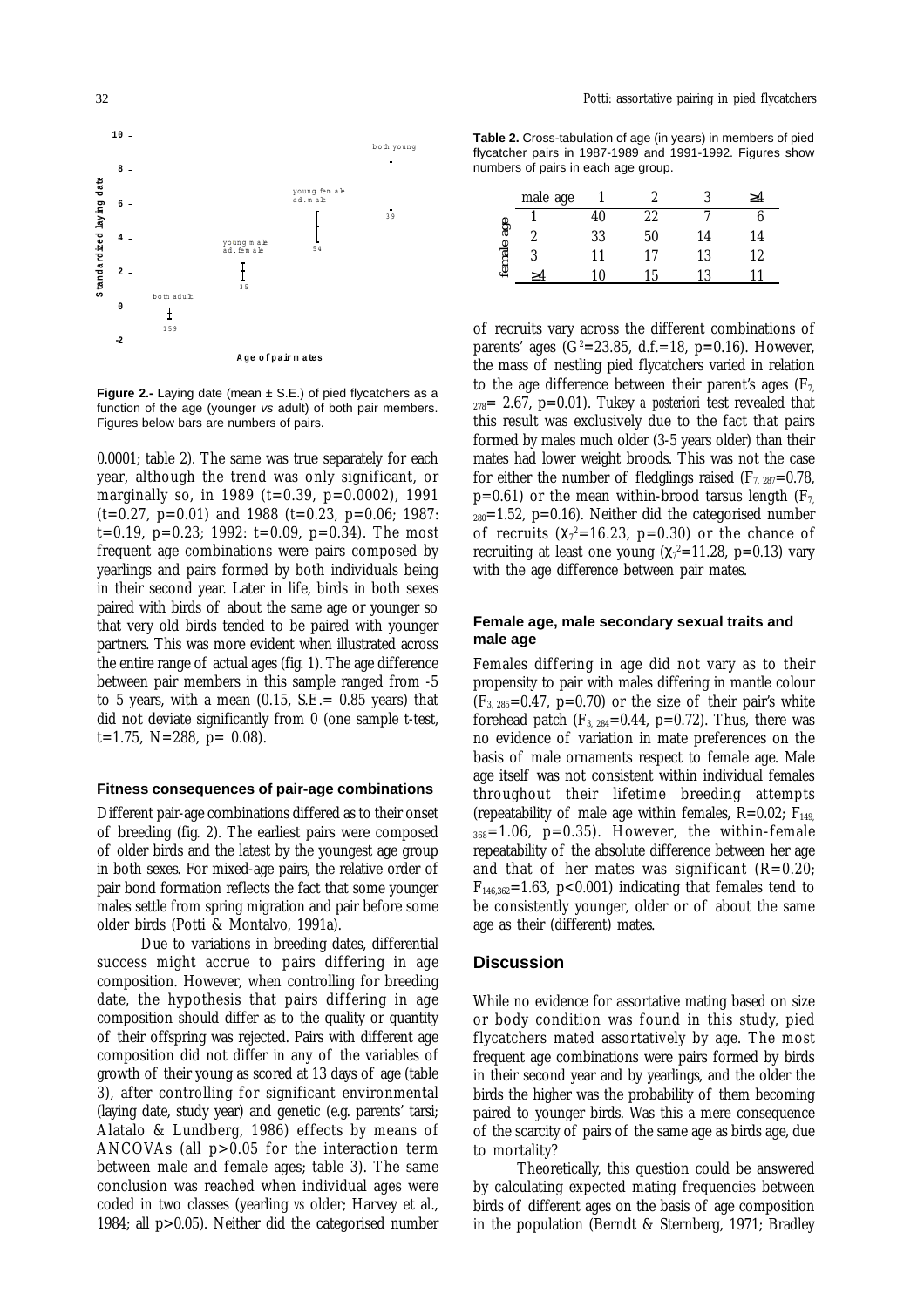**Figure 2.-** Laying date (mean ± S.E.) of pied flycatchers as a function of the age (younger *vs* adult) of both pair members. Figures below bars are numbers of pairs.

0.0001; table 2). The same was true separately for each year, although the trend was only significant, or marginally so, in 1989 (t=0.39, p=0.0002), 1991 (t=0.27, p=0.01) and 1988 (t=0.23, p=0.06; 1987: t=0.19, p=0.23; 1992: t=0.09, p=0.34). The most frequent age combinations were pairs composed by yearlings and pairs formed by both individuals being in their second year. Later in life, birds in both sexes paired with birds of about the same age or younger so that very old birds tended to be paired with younger partners. This was more evident when illustrated across the entire range of actual ages (fig. 1). The age difference between pair members in this sample ranged from -5 to 5 years, with a mean (0.15, S.E.= 0.85 years) that did not deviate significantly from 0 (one sample t-test, t=1.75, N=288, p= 0.08).

### Fitness consequences of pair-age combinations

Different pair-age combinations differed as to their onset of breeding (fig. 2). The earliest pairs were composed of older birds and the latest by the youngest age group in both sexes. For mixed-age pairs, the relative order of pair bond formation reflects the fact that some younger males settle from spring migration and pair before some older birds (Potti & Montalvo, 1991a).

Due to variations in breeding dates, differential success might accrue to pairs differing in age composition. However, when controlling for breeding date, the hypothesis that pairs differing in age composition should differ as to the quality or quantity of their offspring was rejected. Pairs with different age composition did not differ in any of the variables of growth of their young as scored at 13 days of age (table 3), after controlling for significant environmental (laying date, study year) and genetic (e.g. parents' tarsi; Alatalo & Lundberg, 1986) effects by means of ANCOVAs (all p>0.05 for the interaction term between male and female ages; table 3). The same conclusion was reached when individual ages were coded in two classes (yearling *vs* older; Harvey et al., 1984; all p>0.05). Neither did the categorised number

**Table 2.** Cross-tabulation of age (in years) in members of pied flycatcher pairs in 1987-1989 and 1991-1992. Figures show numbers of pairs in each age group.

| | male age | 1 | 2 | 3 | ≥4 |
|---|---|---|---|---|---|
| female age | 1 | 40 | 22 | 7 | 6 |
| | 2 | 33 | 50 | 14 | 14 |
| | 3 | 11 | 17 | 13 | 12 |
| | ≥4 | 10 | 15 | 13 | 11 |

of recruits vary across the different combinations of parents' ages ($G^2$=23.85, d.f.=18, p=0.16). However, the mass of nestling pied flycatchers varied in relation to the age difference between their parent's ages ($F_{7, 278}$= 2.67, p=0.01). Tukey *a posteriori* test revealed that this result was exclusively due to the fact that pairs formed by males much older (3-5 years older) than their mates had lower weight broods. This was not the case for either the number of fledglings raised ($F_{7, 287}$=0.78, p=0.61) or the mean within-brood tarsus length ($F_{7, 280}$=1.52, p=0.16). Neither did the categorised number of recruits ($\chi_7^2$=16.23, p=0.30) or the chance of recruiting at least one young ($\chi_7^2$=11.28, p=0.13) vary with the age difference between pair mates.

### Female age, male secondary sexual traits and male age

Females differing in age did not vary as to their propensity to pair with males differing in mantle colour ($F_{3, 285}$=0.47, p=0.70) or the size of their pair's white forehead patch ($F_{3, 284}$=0.44, p=0.72). Thus, there was no evidence of variation in mate preferences on the basis of male ornaments respect to female age. Male age itself was not consistent within individual females throughout their lifetime breeding attempts (repeatability of male age within females, R=0.02; $F_{149, 368}$=1.06, p=0.35). However, the within-female repeatability of the absolute difference between her age and that of her mates was significant (R=0.20; $F_{146,362}$=1.63, p<0.001) indicating that females tend to be consistently younger, older or of about the same age as their (different) mates.

## Discussion

While no evidence for assortative mating based on size or body condition was found in this study, pied flycatchers mated assortatively by age. The most frequent age combinations were pairs formed by birds in their second year and by yearlings, and the older the birds the higher was the probability of them becoming paired to younger birds. Was this a mere consequence of the scarcity of pairs of the same age as birds age, due to mortality?

Theoretically, this question could be answered by calculating expected mating frequencies between birds of different ages on the basis of age composition in the population (Berndt & Sternberg, 1971; Bradley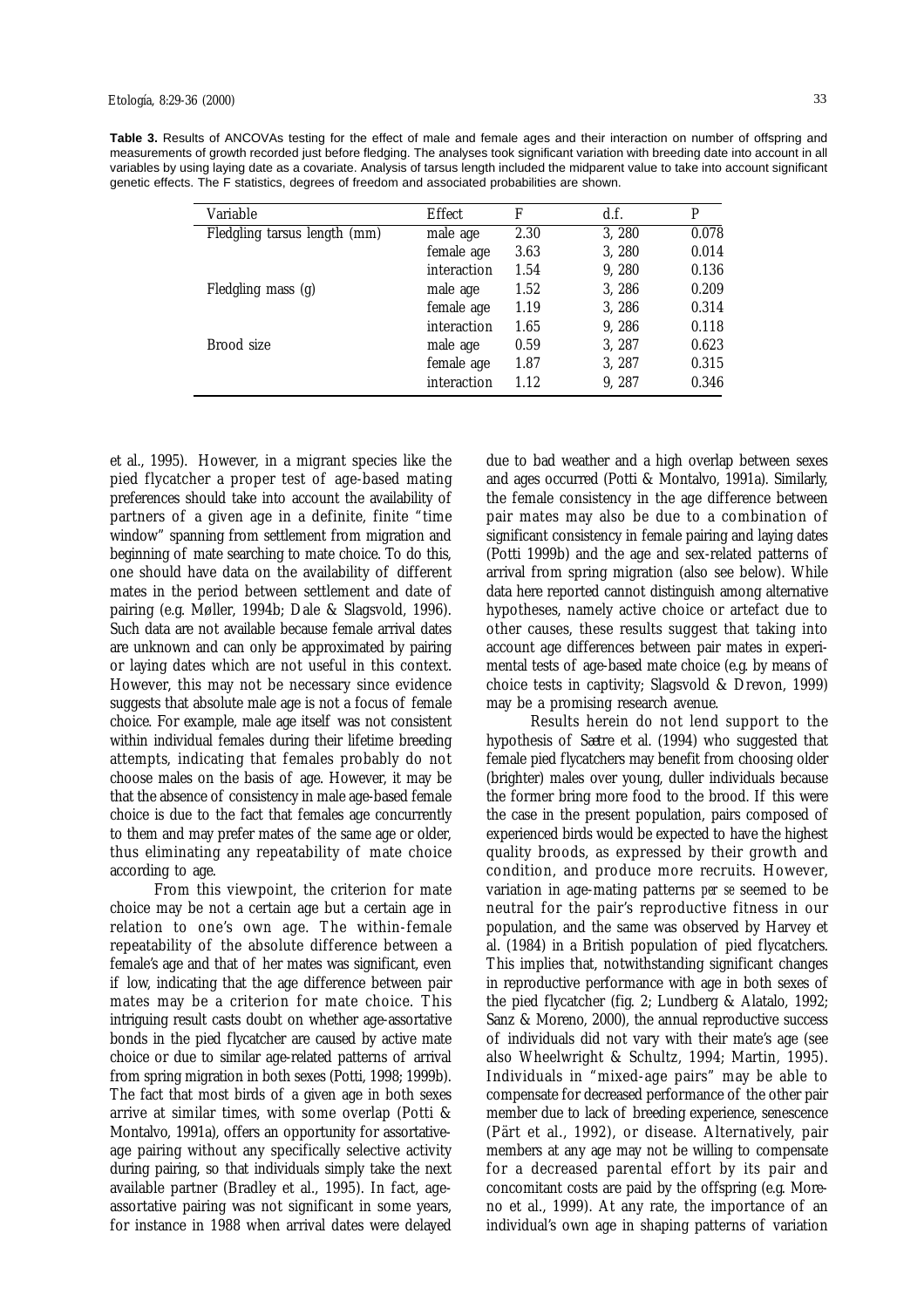**Table 3.** Results of ANCOVAs testing for the effect of male and female ages and their interaction on number of offspring and measurements of growth recorded just before fledging. The analyses took significant variation with breeding date into account in all variables by using laying date as a covariate. Analysis of tarsus length included the midparent value to take into account significant genetic effects. The F statistics, degrees of freedom and associated probabilities are shown.

| Variable | Effect | F | d.f. | P |
|---|---|---|---|---|
| Fledgling tarsus length (mm) | male age | 2.30 | 3, 280 | 0.078 |
| | female age | 3.63 | 3, 280 | 0.014 |
| | interaction | 1.54 | 9, 280 | 0.136 |
| Fledgling mass (g) | male age | 1.52 | 3, 286 | 0.209 |
| | female age | 1.19 | 3, 286 | 0.314 |
| | interaction | 1.65 | 9, 286 | 0.118 |
| Brood size | male age | 0.59 | 3, 287 | 0.623 |
| | female age | 1.87 | 3, 287 | 0.315 |
| | interaction | 1.12 | 9, 287 | 0.346 |

et al., 1995). However, in a migrant species like the pied flycatcher a proper test of age-based mating preferences should take into account the availability of partners of a given age in a definite, finite "time window" spanning from settlement from migration and beginning of mate searching to mate choice. To do this, one should have data on the availability of different mates in the period between settlement and date of pairing (e.g. Møller, 1994b; Dale & Slagsvold, 1996). Such data are not available because female arrival dates are unknown and can only be approximated by pairing or laying dates which are not useful in this context. However, this may not be necessary since evidence suggests that absolute male age is not a focus of female choice. For example, male age itself was not consistent within individual females during their lifetime breeding attempts, indicating that females probably do not choose males on the basis of age. However, it may be that the absence of consistency in male age-based female choice is due to the fact that females age concurrently to them and may prefer mates of the same age or older, thus eliminating any repeatability of mate choice according to age.

From this viewpoint, the criterion for mate choice may be not a certain age but a certain age in relation to one's own age. The within-female repeatability of the absolute difference between a female's age and that of her mates was significant, even if low, indicating that the age difference between pair mates may be a criterion for mate choice. This intriguing result casts doubt on whether age-assortative bonds in the pied flycatcher are caused by active mate choice or due to similar age-related patterns of arrival from spring migration in both sexes (Potti, 1998; 1999b). The fact that most birds of a given age in both sexes arrive at similar times, with some overlap (Potti & Montalvo, 1991a), offers an opportunity for assortative-age pairing without any specifically selective activity during pairing, so that individuals simply take the next available partner (Bradley et al., 1995). In fact, age-assortative pairing was not significant in some years, for instance in 1988 when arrival dates were delayed due to bad weather and a high overlap between sexes and ages occurred (Potti & Montalvo, 1991a). Similarly, the female consistency in the age difference between pair mates may also be due to a combination of significant consistency in female pairing and laying dates (Potti 1999b) and the age and sex-related patterns of arrival from spring migration (also see below). While data here reported cannot distinguish among alternative hypotheses, namely active choice or artefact due to other causes, these results suggest that taking into account age differences between pair mates in experimental tests of age-based mate choice (e.g. by means of choice tests in captivity; Slagsvold & Drevon, 1999) may be a promising research avenue.

Results herein do not lend support to the hypothesis of Sætre et al. (1994) who suggested that female pied flycatchers may benefit from choosing older (brighter) males over young, duller individuals because the former bring more food to the brood. If this were the case in the present population, pairs composed of experienced birds would be expected to have the highest quality broods, as expressed by their growth and condition, and produce more recruits. However, variation in age-mating patterns *per se* seemed to be neutral for the pair's reproductive fitness in our population, and the same was observed by Harvey et al. (1984) in a British population of pied flycatchers. This implies that, notwithstanding significant changes in reproductive performance with age in both sexes of the pied flycatcher (fig. 2; Lundberg & Alatalo, 1992; Sanz & Moreno, 2000), the annual reproductive success of individuals did not vary with their mate's age (see also Wheelwright & Schultz, 1994; Martin, 1995). Individuals in "mixed-age pairs" may be able to compensate for decreased performance of the other pair member due to lack of breeding experience, senescence (Pärt et al., 1992), or disease. Alternatively, pair members at any age may not be willing to compensate for a decreased parental effort by its pair and concomitant costs are paid by the offspring (e.g. Moreno et al., 1999). At any rate, the importance of an individual's own age in shaping patterns of variation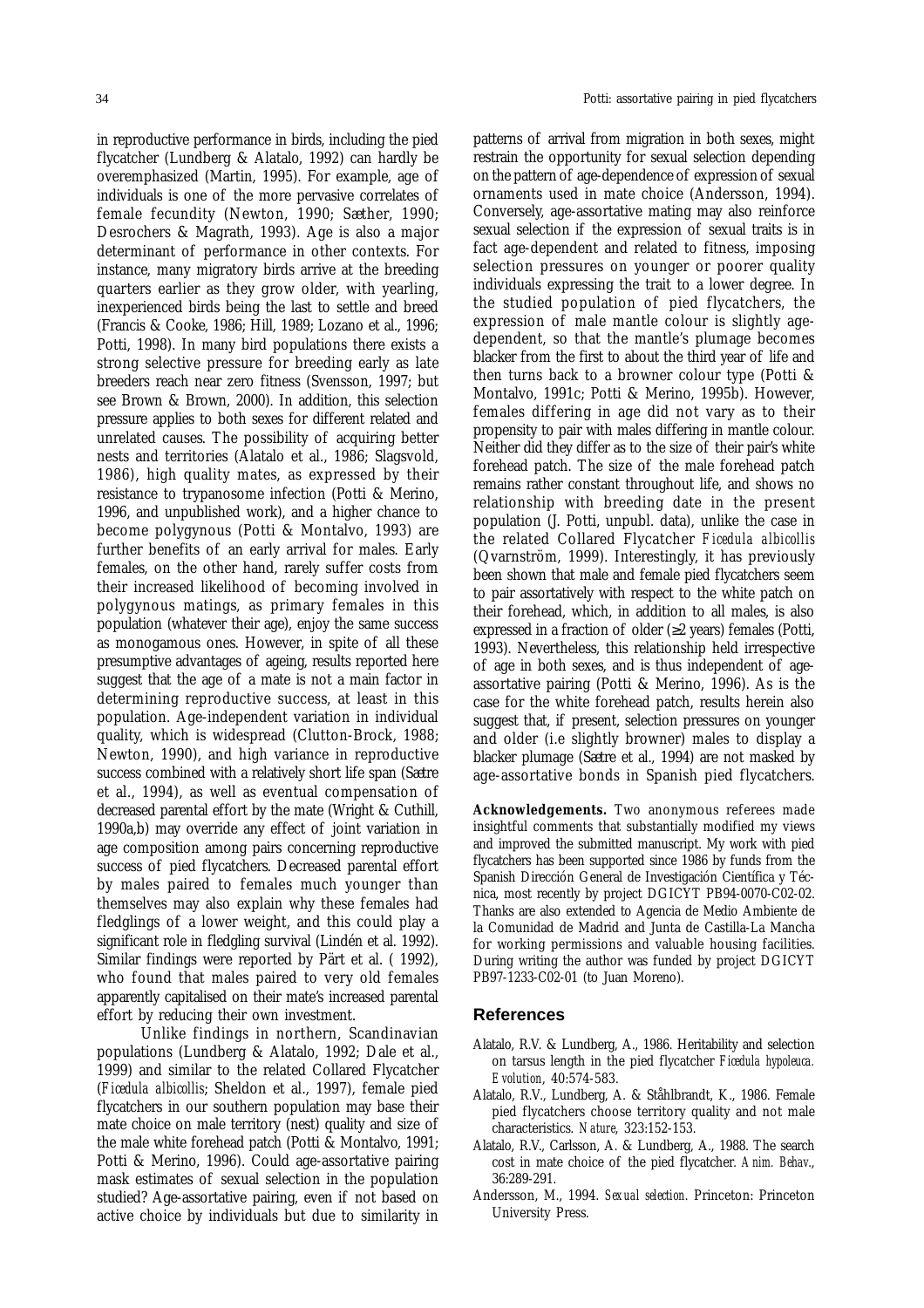in reproductive performance in birds, including the pied flycatcher (Lundberg & Alatalo, 1992) can hardly be overemphasized (Martin, 1995). For example, age of individuals is one of the more pervasive correlates of female fecundity (Newton, 1990; Sæther, 1990; Desrochers & Magrath, 1993). Age is also a major determinant of performance in other contexts. For instance, many migratory birds arrive at the breeding quarters earlier as they grow older, with yearling, inexperienced birds being the last to settle and breed (Francis & Cooke, 1986; Hill, 1989; Lozano et al., 1996; Potti, 1998). In many bird populations there exists a strong selective pressure for breeding early as late breeders reach near zero fitness (Svensson, 1997; but see Brown & Brown, 2000). In addition, this selection pressure applies to both sexes for different related and unrelated causes. The possibility of acquiring better nests and territories (Alatalo et al., 1986; Slagsvold, 1986), high quality mates, as expressed by their resistance to trypanosome infection (Potti & Merino, 1996, and unpublished work), and a higher chance to become polygynous (Potti & Montalvo, 1993) are further benefits of an early arrival for males. Early females, on the other hand, rarely suffer costs from their increased likelihood of becoming involved in polygynous matings, as primary females in this population (whatever their age), enjoy the same success as monogamous ones. However, in spite of all these presumptive advantages of ageing, results reported here suggest that the age of a mate is not a main factor in determining reproductive success, at least in this population. Age-independent variation in individual quality, which is widespread (Clutton-Brock, 1988; Newton, 1990), and high variance in reproductive success combined with a relatively short life span (Sætre et al., 1994), as well as eventual compensation of decreased parental effort by the mate (Wright & Cuthill, 1990a,b) may override any effect of joint variation in age composition among pairs concerning reproductive success of pied flycatchers. Decreased parental effort by males paired to females much younger than themselves may also explain why these females had fledglings of a lower weight, and this could play a significant role in fledgling survival (Lindén et al. 1992). Similar findings were reported by Pärt et al. ( 1992), who found that males paired to very old females apparently capitalised on their mate's increased parental effort by reducing their own investment.

Unlike findings in northern, Scandinavian populations (Lundberg & Alatalo, 1992; Dale et al., 1999) and similar to the related Collared Flycatcher (*Ficedula albicollis*; Sheldon et al., 1997), female pied flycatchers in our southern population may base their mate choice on male territory (nest) quality and size of the male white forehead patch (Potti & Montalvo, 1991; Potti & Merino, 1996). Could age-assortative pairing mask estimates of sexual selection in the population studied? Age-assortative pairing, even if not based on active choice by individuals but due to similarity in patterns of arrival from migration in both sexes, might restrain the opportunity for sexual selection depending on the pattern of age-dependence of expression of sexual ornaments used in mate choice (Andersson, 1994). Conversely, age-assortative mating may also reinforce sexual selection if the expression of sexual traits is in fact age-dependent and related to fitness, imposing selection pressures on younger or poorer quality individuals expressing the trait to a lower degree. In the studied population of pied flycatchers, the expression of male mantle colour is slightly age-dependent, so that the mantle's plumage becomes blacker from the first to about the third year of life and then turns back to a browner colour type (Potti & Montalvo, 1991c; Potti & Merino, 1995b). However, females differing in age did not vary as to their propensity to pair with males differing in mantle colour. Neither did they differ as to the size of their pair's white forehead patch. The size of the male forehead patch remains rather constant throughout life, and shows no relationship with breeding date in the present population (J. Potti, unpubl. data), unlike the case in the related Collared Flycatcher *Ficedula albicollis* (Qvarnström, 1999). Interestingly, it has previously been shown that male and female pied flycatchers seem to pair assortatively with respect to the white patch on their forehead, which, in addition to all males, is also expressed in a fraction of older (≥2 years) females (Potti, 1993). Nevertheless, this relationship held irrespective of age in both sexes, and is thus independent of age-assortative pairing (Potti & Merino, 1996). As is the case for the white forehead patch, results herein also suggest that, if present, selection pressures on younger and older (i.e slightly browner) males to display a blacker plumage (Sætre et al., 1994) are not masked by age-assortative bonds in Spanish pied flycatchers.

**Acknowledgements.** Two anonymous referees made insightful comments that substantially modified my views and improved the submitted manuscript. My work with pied flycatchers has been supported since 1986 by funds from the Spanish Dirección General de Investigación Científica y Técnica, most recently by project DGICYT PB94-0070-C02-02. Thanks are also extended to Agencia de Medio Ambiente de la Comunidad de Madrid and Junta de Castilla-La Mancha for working permissions and valuable housing facilities. During writing the author was funded by project DGICYT PB97-1233-C02-01 (to Juan Moreno).

## References

- Alatalo, R.V. & Lundberg, A., 1986. Heritability and selection on tarsus length in the pied flycatcher *Ficedula hypoleuca*. *Evolution*, 40:574-583.
- Alatalo, R.V., Lundberg, A. & Ståhlbrandt, K., 1986. Female pied flycatchers choose territory quality and not male characteristics. *Nature*, 323:152-153.
- Alatalo, R.V., Carlsson, A. & Lundberg, A., 1988. The search cost in mate choice of the pied flycatcher. *Anim. Behav*., 36:289-291.
- Andersson, M., 1994. *Sexual selection*. Princeton: Princeton University Press.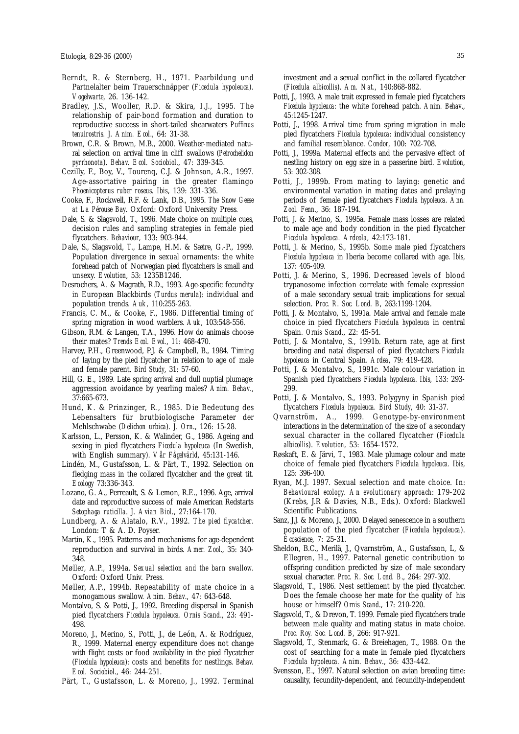Berndt, R. & Sternberg, H., 1971. Paarbildung und Partnelalter beim Trauerschnäpper (*Ficedula hypoleuca). Vogelwarte*, 26. 136-142.

Bradley, J.S., Wooller, R.D. & Skira, I.J., 1995. The relationship of pair-bond formation and duration to reproductive success in short-tailed shearwaters *Puffinus tenuirostris. J. Anim. Ecol.*, 64: 31-38.

Brown, C.R. & Brown, M.B., 2000. Weather-mediated natural selection on arrival time in cliff swallows (*Petrochelidon pyrrhonota*). *Behav. Ecol. Sociobiol.*, 47: 339-345.

Cezilly, F., Boy, V., Tourenq, C.J. & Johnson, A.R., 1997. Age-assortative pairing in the greater flamingo *Phoenicopterus ruber roseus. Ibis*, 139: 331-336.

Cooke, F., Rockwell, R.F. & Lank, D.B., 1995. *The Snow Geese at La Pérouse Bay*. Oxford: Oxford University Press.

Dale, S. & Slagsvold, T., 1996. Mate choice on multiple cues, decision rules and sampling strategies in female pied flycatchers. *Behaviour*, 133: 903-944.

Dale, S., Slagsvold, T., Lampe, H.M. & Sætre, G.-P., 1999. Population divergence in sexual ornaments: the white forehead patch of Norwegian pied flycatchers is small and unsexy. *Evolution*, 53: 1235B1246.

Desrochers, A. & Magrath, R.D., 1993. Age-specific fecundity in European Blackbirds (*Turdus merula*): individual and population trends. *Auk*, 110:255-263.

Francis, C. M., & Cooke, F., 1986. Differential timing of spring migration in wood warblers. *Auk*, 103:548-556.

Gibson, R.M. & Langen, T.A., 1996. How do animals choose their mates? *Trends Ecol. Evol.*, 11: 468-470.

Harvey, P.H., Greenwood, P.J. & Campbell, B., 1984. Timing of laying by the pied flycatcher in relation to age of male and female parent. *Bird Study*, 31: 57-60.

Hill, G. E., 1989. Late spring arrival and dull nuptial plumage: aggression avoidance by yearling males? *Anim. Behav.*, 37:665-673.

Hund, K. & Prinzinger, R., 1985. Die Bedeutung des Lebensalters für brutbiologische Parameter der Mehlschwabe (*Delichon urbica*). *J. Orn.*, 126: 15-28.

Karlsson, L., Persson, K. & Walinder, G., 1986. Ageing and sexing in pied flycatchers *Ficedula hypoleuca* (In Swedish, with English summary). *Vår Fågelvärld*, 45:131-146.

Lindén, M., Gustafsson, L. & Pärt, T., 1992. Selection on fledging mass in the collared flycatcher and the great tit. *Ecology* 73:336-343.

Lozano, G. A., Perreault, S. & Lemon, R.E., 1996. Age, arrival date and reproductive success of male American Redstarts *Setophaga ruticilla*. *J. Avian Biol.*, 27:164-170.

Lundberg, A. & Alatalo, R.V., 1992. *The pied flycatcher*. London: T & A. D. Poyser.

Martin, K., 1995. Patterns and mechanisms for age-dependent reproduction and survival in birds. *Amer. Zool.*, 35: 340-348.

Møller, A.P., 1994a. *Sexual selection and the barn swallow*. Oxford: Oxford Univ. Press.

Møller, A.P., 1994b. Repeatability of mate choice in a monogamous swallow. *Anim. Behav.*, 47: 643-648.

Montalvo, S. & Potti, J., 1992. Breeding dispersal in Spanish pied flycatchers *Ficedula hypoleuca. Ornis Scand.*, 23: 491-498.

Moreno, J., Merino, S., Potti, J., de León, A. & Rodríguez, R., 1999. Maternal energy expenditure does not change with flight costs or food availability in the pied flycatcher (*Ficedula hypoleuca*): costs and benefits for nestlings. *Behav. Ecol. Sociobiol.*, 46: 244-251.

Pärt, T., Gustafsson, L. & Moreno, J., 1992. Terminal investment and a sexual conflict in the collared flycatcher (*Ficedula albicollis*). *Am. Nat.*, 140:868-882.

Potti, J., 1993. A male trait expressed in female pied flycatchers *Ficedula hypoleuca*: the white forehead patch. *Anim. Behav.*, 45:1245-1247.

Potti, J., 1998. Arrival time from spring migration in male pied flycatchers *Ficedula hypoleuca*: individual consistency and familial resemblance. *Condor*, 100: 702-708.

Potti, J., 1999a. Maternal effects and the pervasive effect of nestling history on egg size in a passerine bird. *Evolution*, 53: 302-308.

Potti, J., 1999b. From mating to laying: genetic and environmental variation in mating dates and prelaying periods of female pied flycatchers *Ficedula hypoleuca. Ann. Zool. Fenn.*, 36: 187-194.

Potti, J. & Merino, S., 1995a. Female mass losses are related to male age and body condition in the pied flycatcher *Ficedula hypoleuca. Ardeola*, 42:173-181.

Potti, J. & Merino, S., 1995b. Some male pied flycatchers *Ficedula hypoleuca* in Iberia become collared with age. *Ibis*, 137: 405-409.

Potti, J. & Merino, S., 1996. Decreased levels of blood trypanosome infection correlate with female expression of a male secondary sexual trait: implications for sexual selection. *Proc. R. Soc. Lond. B*, 263:1199-1204.

Potti, J. & Montalvo, S., 1991a. Male arrival and female mate choice in pied flycatchers *Ficedula hypoleuca* in central Spain. *Ornis Scand.*, 22: 45-54.

Potti, J. & Montalvo, S., 1991b. Return rate, age at first breeding and natal dispersal of pied flycatchers *Ficedula hypoleuca* in Central Spain. *Ardea*, 79: 419-428.

Potti, J. & Montalvo, S., 1991c. Male colour variation in Spanish pied flycatchers *Ficedula hypoleuca*. *Ibis*, 133: 293-299.

Potti, J. & Montalvo, S., 1993. Polygyny in Spanish pied flycatchers *Ficedula hypoleuca. Bird Study*, 40: 31-37.

Qvarnström, A., 1999. Genotype-by-environment interactions in the determination of the size of a secondary sexual character in the collared flycatcher (*Ficedula albicollis*). *Evolution*, 53: 1654-1572.

Røskaft, E. & Järvi, T., 1983. Male plumage colour and mate choice of female pied flycatchers *Ficedula hypoleuca. Ibis*, 125: 396-400.

Ryan, M.J. 1997. Sexual selection and mate choice. In: *Behavioural ecology. An evolutionary approach*: 179-202 (Krebs, J.R & Davies, N.B., Eds.). Oxford: Blackwell Scientific Publications.

Sanz, J.J. & Moreno, J., 2000. Delayed senescence in a southern population of the pied flycatcher (*Ficedula hypoleuca*). *Écoscience*, 7: 25-31.

Sheldon, B.C., Merilä, J., Qvarnström, A., Gustafsson, L, & Ellegren, H., 1997. Paternal genetic contribution to offspring condition predicted by size of male secondary sexual character. *Proc. R. Soc. Lond. B.*, 264: 297-302.

Slagsvold, T., 1986. Nest settlement by the pied flycatcher. Does the female choose her mate for the quality of his house or himself? *Ornis Scand.*, 17: 210-220.

Slagsvold, T., & Drevon, T. 1999. Female pied flycatchers trade between male quality and mating status in mate choice. *Proc. Roy. Soc. Lond. B*, 266: 917-921.

Slagsvold, T., Stenmark, G. & Breiehagen, T., 1988. On the cost of searching for a mate in female pied flycatchers *Ficedula hypoleuca. Anim. Behav.*, 36: 433-442.

Svensson, E., 1997. Natural selection on avian breeding time: causality, fecundity-dependent, and fecundity-independent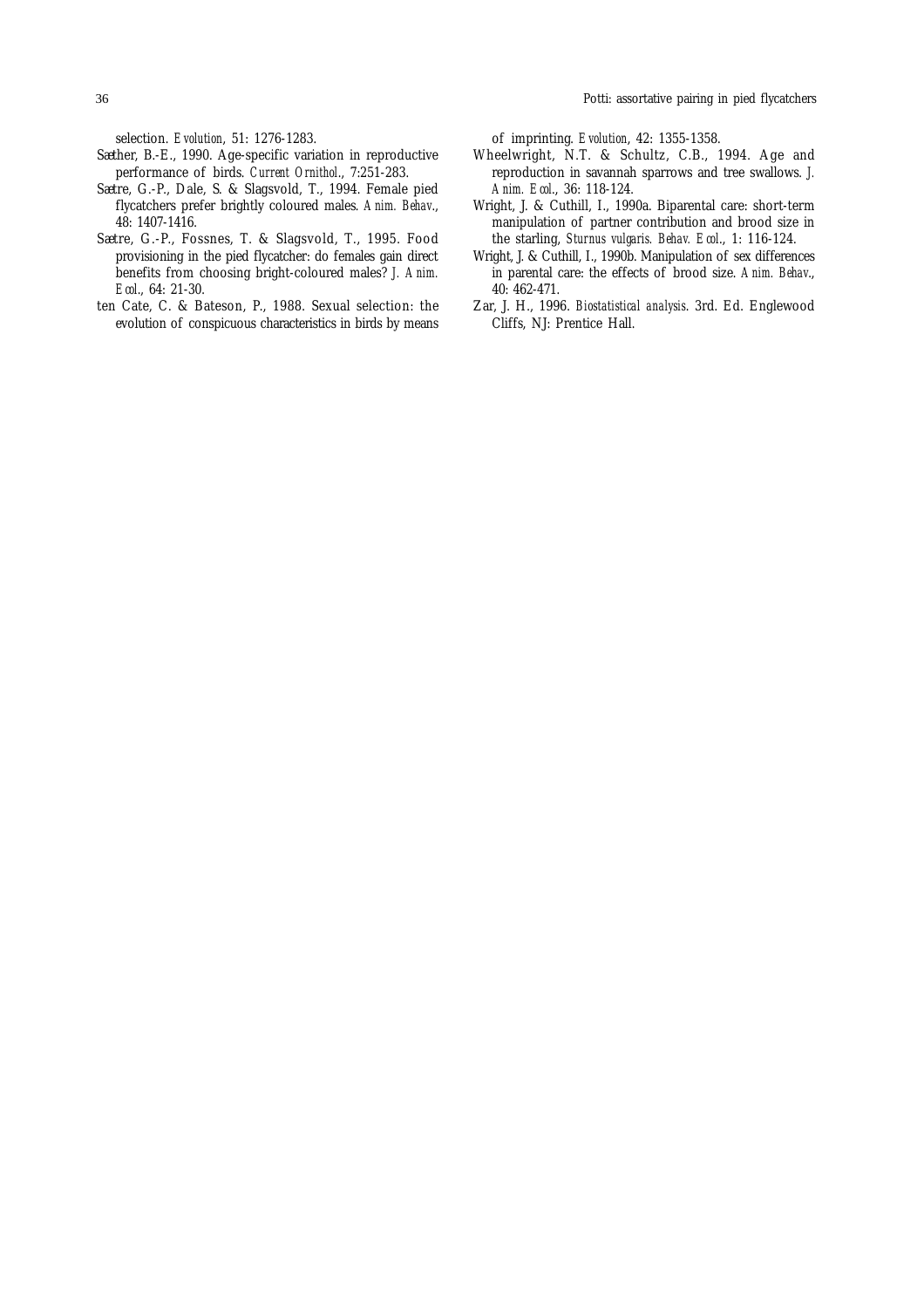selection. *Evolution*, 51: 1276-1283.

Sæther, B.-E., 1990. Age-specific variation in reproductive performance of birds. *Current Ornithol.*, 7:251-283.

Sætre, G.-P., Dale, S. & Slagsvold, T., 1994. Female pied flycatchers prefer brightly coloured males. *Anim. Behav.*, 48: 1407-1416.

Sætre, G.-P., Fossnes, T. & Slagsvold, T., 1995. Food provisioning in the pied flycatcher: do females gain direct benefits from choosing bright-coloured males? *J. Anim. Ecol.*, 64: 21-30.

ten Cate, C. & Bateson, P., 1988. Sexual selection: the evolution of conspicuous characteristics in birds by means of imprinting. *Evolution*, 42: 1355-1358.

Wheelwright, N.T. & Schultz, C.B., 1994. Age and reproduction in savannah sparrows and tree swallows. *J. Anim. Ecol.*, 36: 118-124.

Wright, J. & Cuthill, I., 1990a. Biparental care: short-term manipulation of partner contribution and brood size in the starling, *Sturnus vulgaris*. *Behav. Ecol.*, 1: 116-124.

Wright, J. & Cuthill, I., 1990b. Manipulation of sex differences in parental care: the effects of brood size. *Anim. Behav.*, 40: 462-471.

Zar, J. H., 1996. *Biostatistical analysis*. 3rd. Ed. Englewood Cliffs, NJ: Prentice Hall.